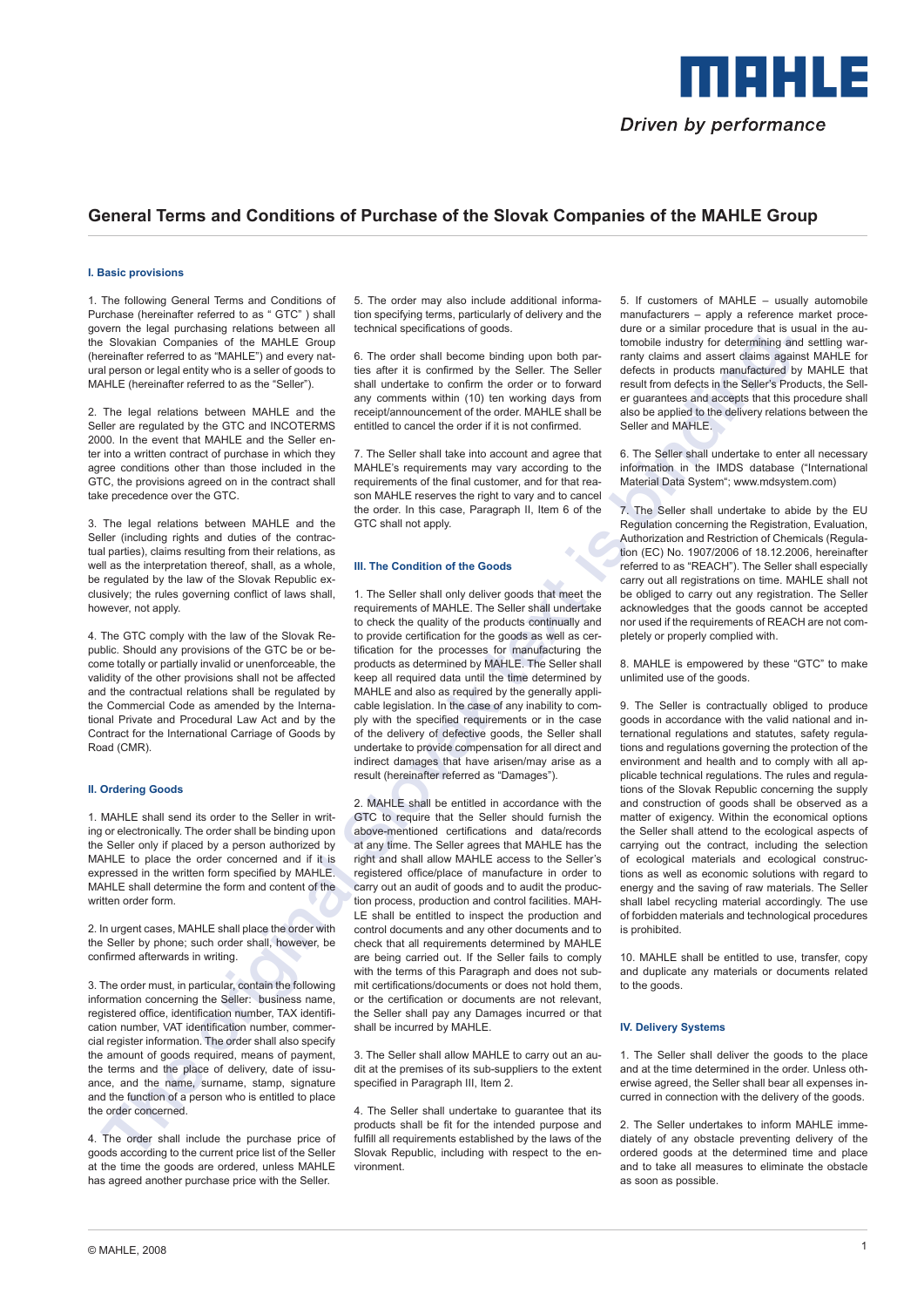**MAHLE**

*Driven by performance*

# General Terms and Conditions of Purchase of the Slovak Companies of the MAHLE Group

## I. Basic provisions

1. The following General Terms and Conditions of Purchase (hereinafter referred to as " GTC" ) shall govern the legal purchasing relations between all the Slovakian Companies of the MAHLE Group (hereinafter referred to as "MAHLE") and every natural person or legal entity who is a seller of goods to MAHLE (hereinafter referred to as the "Seller").

2. The legal relations between MAHLE and the Seller are regulated by the GTC and INCOTERMS 2000. In the event that MAHLE and the Seller enter into a written contract of purchase in which they agree conditions other than those included in the GTC, the provisions agreed on in the contract shall take precedence over the GTC.

3. The legal relations between MAHLE and the Seller (including rights and duties of the contractual parties), claims resulting from their relations, as well as the interpretation thereof, shall, as a whole, be regulated by the law of the Slovak Republic exclusively; the rules governing conflict of laws shall, however, not apply.

4. The GTC comply with the law of the Slovak Republic. Should any provisions of the GTC be or become totally or partially invalid or unenforceable, the validity of the other provisions shall not be affected and the contractual relations shall be regulated by the Commercial Code as amended by the International Private and Procedural Law Act and by the Contract for the International Carriage of Goods by Road (CMR).

## II. Ordering Goods

1. MAHLE shall send its order to the Seller in writing or electronically. The order shall be binding upon the Seller only if placed by a person authorized by MAHLE to place the order concerned and if it is expressed in the written form specified by MAHLE. MAHLE shall determine the form and content of the written order form.

2. In urgent cases, MAHLE shall place the order with the Seller by phone; such order shall, however, be confirmed afterwards in writing.

3. The order must, in particular, contain the following information concerning the Seller: business name, registered office, identification number, TAX identification number, VAT identification number, commercial register information. The order shall also specify the amount of goods required, means of payment, the terms and the place of delivery, date of issuance, and the name, surname, stamp, signature and the function of a person who is entitled to place the order concerned.

4. The order shall include the purchase price of goods according to the current price list of the Seller at the time the goods are ordered, unless MAHLE has agreed another purchase price with the Seller.

5. The order may also include additional information specifying terms, particularly of delivery and the technical specifications of goods.

6. The order shall become binding upon both parties after it is confirmed by the Seller. The Seller shall undertake to confirm the order or to forward any comments within (10) ten working days from receipt/announcement of the order. MAHLE shall be entitled to cancel the order if it is not confirmed.

7. The Seller shall take into account and agree that MAHLE's requirements may vary according to the requirements of the final customer, and for that reason MAHLE reserves the right to vary and to cancel the order. In this case, Paragraph II, Item 6 of the GTC shall not apply.

## III. The Condition of the Goods

1. The Seller shall only deliver goods that meet the requirements of MAHLE. The Seller shall undertake to check the quality of the products continually and to provide certification for the goods as well as certification for the processes for manufacturing the products as determined by MAHLE. The Seller shall keep all required data until the time determined by MAHLE and also as required by the generally applicable legislation. In the case of any inability to comply with the specified requirements or in the case of the delivery of defective goods, the Seller shall undertake to provide compensation for all direct and indirect damages that have arisen/may arise as a result (hereinafter referred as "Damages").

2. MAHLE shall be entitled in accordance with the GTC to require that the Seller should furnish the above-mentioned certifications and data/records at any time. The Seller agrees that MAHLE has the right and shall allow MAHLE access to the Seller's registered office/place of manufacture in order to carry out an audit of goods and to audit the production process, production and control facilities. MAHLE shall be entitled to inspect the production and control documents and any other documents and to check that all requirements determined by MAHLE are being carried out. If the Seller fails to comply with the terms of this Paragraph and does not submit certifications/documents or does not hold them, or the certification or documents are not relevant, the Seller shall pay any Damages incurred or that shall be incurred by MAHLE.

3. The Seller shall allow MAHLE to carry out an audit at the premises of its sub-suppliers to the extent specified in Paragraph III, Item 2.

4. The Seller shall undertake to guarantee that its products shall be fit for the intended purpose and fulfill all requirements established by the laws of the Slovak Republic, including with respect to the environment.

5. If customers of MAHLE – usually automobile manufacturers – apply a reference market procedure or a similar procedure that is usual in the automobile industry for determining and settling warranty claims and assert claims against MAHLE for defects in products manufactured by MAHLE that result from defects in the Seller's Products, the Seller guarantees and accepts that this procedure shall also be applied to the delivery relations between the Seller and MAHLE.

6. The Seller shall undertake to enter all necessary information in the IMDS database ("International Material Data System"; www.mdsystem.com)

7. The Seller shall undertake to abide by the EU Regulation concerning the Registration, Evaluation, Authorization and Restriction of Chemicals (Regulation (EC) No. 1907/2006 of 18.12.2006, hereinafter referred to as "REACH"). The Seller shall especially carry out all registrations on time. MAHLE shall not be obliged to carry out any registration. The Seller acknowledges that the goods cannot be accepted nor used if the requirements of REACH are not completely or properly complied with.

8. MAHLE is empowered by these "GTC" to make unlimited use of the goods.

9. The Seller is contractually obliged to produce goods in accordance with the valid national and international regulations and statutes, safety regulations and regulations governing the protection of the environment and health and to comply with all applicable technical regulations. The rules and regulations of the Slovak Republic concerning the supply and construction of goods shall be observed as a matter of exigency. Within the economical options the Seller shall attend to the ecological aspects of carrying out the contract, including the selection of ecological materials and ecological constructions as well as economic solutions with regard to energy and the saving of raw materials. The Seller shall label recycling material accordingly. The use of forbidden materials and technological procedures is prohibited.

10. MAHLE shall be entitled to use, transfer, copy and duplicate any materials or documents related to the goods.

## IV. Delivery Systems

1. The Seller shall deliver the goods to the place and at the time determined in the order. Unless otherwise agreed, the Seller shall bear all expenses incurred in connection with the delivery of the goods.

2. The Seller undertakes to inform MAHLE immediately of any obstacle preventing delivery of the ordered goods at the determined time and place and to take all measures to eliminate the obstacle as soon as possible.

© MAHLE, 2008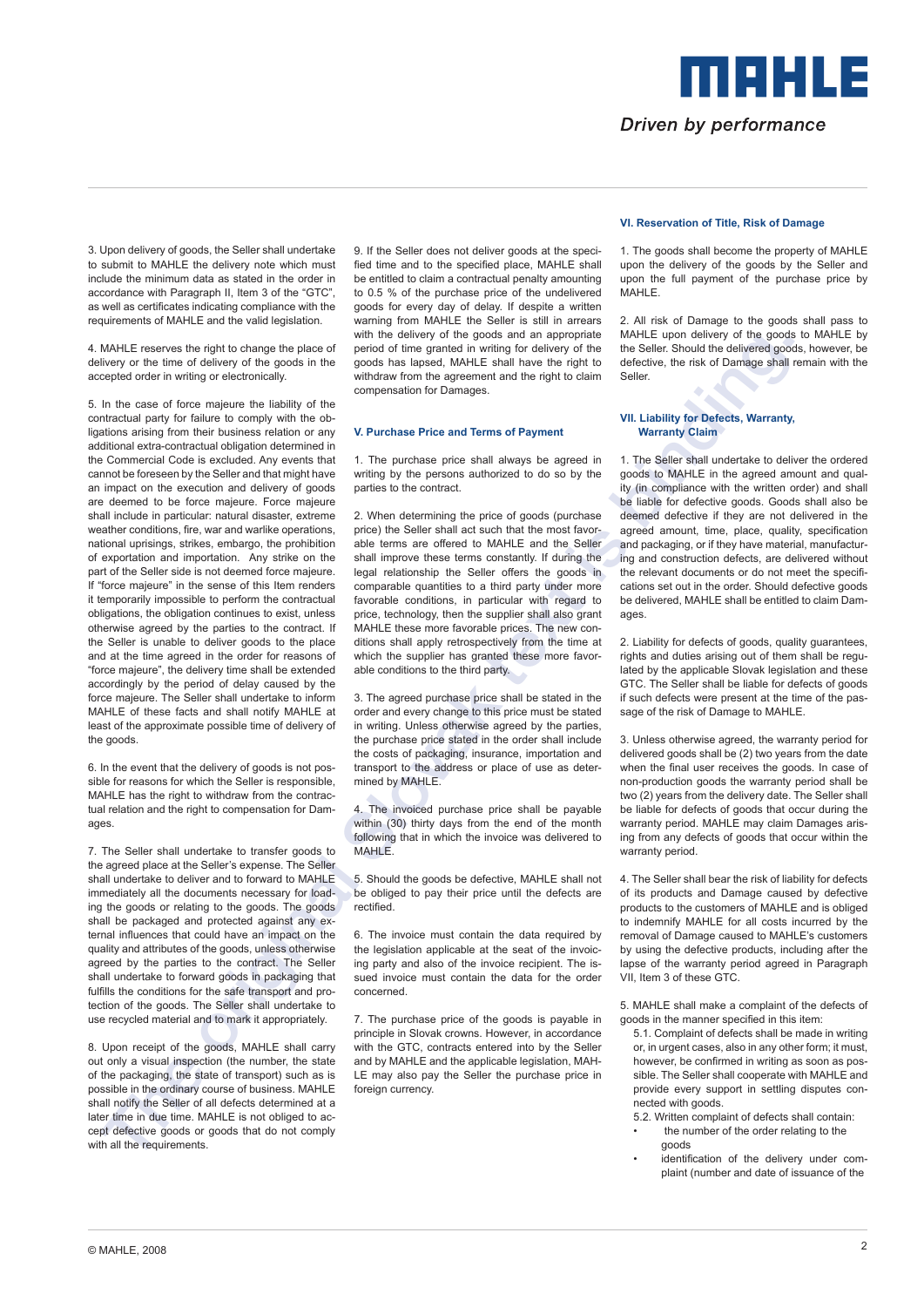3. Upon delivery of goods, the Seller shall undertake to submit to MAHLE the delivery note which must include the minimum data as stated in the order in accordance with Paragraph II, Item 3 of the "GTC", as well as certificates indicating compliance with the requirements of MAHLE and the valid legislation.

4. MAHLE reserves the right to change the place of delivery or the time of delivery of the goods in the accepted order in writing or electronically.

5. In the case of force majeure the liability of the contractual party for failure to comply with the obligations arising from their business relation or any additional extra-contractual obligation determined in the Commercial Code is excluded. Any events that cannot be foreseen by the Seller and that might have an impact on the execution and delivery of goods are deemed to be force majeure. Force majeure shall include in particular: natural disaster, extreme weather conditions, fire, war and warlike operations, national uprisings, strikes, embargo, the prohibition of exportation and importation. Any strike on the part of the Seller side is not deemed force majeure. If "force majeure" in the sense of this Item renders it temporarily impossible to perform the contractual obligations, the obligation continues to exist, unless otherwise agreed by the parties to the contract. If the Seller is unable to deliver goods to the place and at the time agreed in the order for reasons of "force majeure", the delivery time shall be extended accordingly by the period of delay caused by the force majeure. The Seller shall undertake to inform MAHLE of these facts and shall notify MAHLE at least of the approximate possible time of delivery of the goods.

6. In the event that the delivery of goods is not possible for reasons for which the Seller is responsible, MAHLE has the right to withdraw from the contractual relation and the right to compensation for Damages.

7. The Seller shall undertake to transfer goods to the agreed place at the Seller's expense. The Seller shall undertake to deliver and to forward to MAHLE immediately all the documents necessary for loading the goods or relating to the goods. The goods shall be packaged and protected against any external influences that could have an impact on the quality and attributes of the goods, unless otherwise agreed by the parties to the contract. The Seller shall undertake to forward goods in packaging that fulfills the conditions for the safe transport and protection of the goods. The Seller shall undertake to use recycled material and to mark it appropriately.

8. Upon receipt of the goods, MAHLE shall carry out only a visual inspection (the number, the state of the packaging, the state of transport) such as is possible in the ordinary course of business. MAHLE shall notify the Seller of all defects determined at a later time in due time. MAHLE is not obliged to accept defective goods or goods that do not comply with all the requirements.

9. If the Seller does not deliver goods at the specified time and to the specified place, MAHLE shall be entitled to claim a contractual penalty amounting to 0.5 % of the purchase price of the undelivered goods for every day of delay. If despite a written warning from MAHLE the Seller is still in arrears with the delivery of the goods and an appropriate period of time granted in writing for delivery of the goods has lapsed, MAHLE shall have the right to withdraw from the agreement and the right to claim compensation for Damages.

## V. Purchase Price and Terms of Payment

1. The purchase price shall always be agreed in writing by the persons authorized to do so by the parties to the contract.

2. When determining the price of goods (purchase price) the Seller shall act such that the most favorable terms are offered to MAHLE and the Seller shall improve these terms constantly. If during the legal relationship the Seller offers the goods in comparable quantities to a third party under more favorable conditions, in particular with regard to price, technology, then the supplier shall also grant MAHLE these more favorable prices. The new conditions shall apply retrospectively from the time at which the supplier has granted these more favorable conditions to the third party.

3. The agreed purchase price shall be stated in the order and every change to this price must be stated in writing. Unless otherwise agreed by the parties, the purchase price stated in the order shall include the costs of packaging, insurance, importation and transport to the address or place of use as determined by MAHLE.

4. The invoiced purchase price shall be payable within (30) thirty days from the end of the month following that in which the invoice was delivered to MAHLE.

5. Should the goods be defective, MAHLE shall not be obliged to pay their price until the defects are rectified.

6. The invoice must contain the data required by the legislation applicable at the seat of the invoicing party and also of the invoice recipient. The issued invoice must contain the data for the order concerned.

7. The purchase price of the goods is payable in principle in Slovak crowns. However, in accordance with the GTC, contracts entered into by the Seller and by MAHLE and the applicable legislation, MAHLE may also pay the Seller the purchase price in foreign currency.

## VI. Reservation of Title, Risk of Damage

1. The goods shall become the property of MAHLE upon the delivery of the goods by the Seller and upon the full payment of the purchase price by MAHLE.

2. All risk of Damage to the goods shall pass to MAHLE upon delivery of the goods to MAHLE by the Seller. Should the delivered goods, however, be defective, the risk of Damage shall remain with the Seller.

## VII. Liability for Defects, Warranty, Warranty Claim

1. The Seller shall undertake to deliver the ordered goods to MAHLE in the agreed amount and quality (in compliance with the written order) and shall be liable for defective goods. Goods shall also be deemed defective if they are not delivered in the agreed amount, time, place, quality, specification and packaging, or if they have material, manufacturing and construction defects, are delivered without the relevant documents or do not meet the specifications set out in the order. Should defective goods be delivered, MAHLE shall be entitled to claim Damages.

2. Liability for defects of goods, quality guarantees, rights and duties arising out of them shall be regulated by the applicable Slovak legislation and these GTC. The Seller shall be liable for defects of goods if such defects were present at the time of the passage of the risk of Damage to MAHLE.

3. Unless otherwise agreed, the warranty period for delivered goods shall be (2) two years from the date when the final user receives the goods. In case of non-production goods the warranty period shall be two (2) years from the delivery date. The Seller shall be liable for defects of goods that occur during the warranty period. MAHLE may claim Damages arising from any defects of goods that occur within the warranty period.

4. The Seller shall bear the risk of liability for defects of its products and Damage caused by defective products to the customers of MAHLE and is obliged to indemnify MAHLE for all costs incurred by the removal of Damage caused to MAHLE's customers by using the defective products, including after the lapse of the warranty period agreed in Paragraph VII, Item 3 of these GTC.

5. MAHLE shall make a complaint of the defects of goods in the manner specified in this item:

5.1. Complaint of defects shall be made in writing or, in urgent cases, also in any other form; it must, however, be confirmed in writing as soon as possible. The Seller shall cooperate with MAHLE and provide every support in settling disputes connected with goods.

5.2. Written complaint of defects shall contain:

- the number of the order relating to the goods
- identification of the delivery under complaint (number and date of issuance of the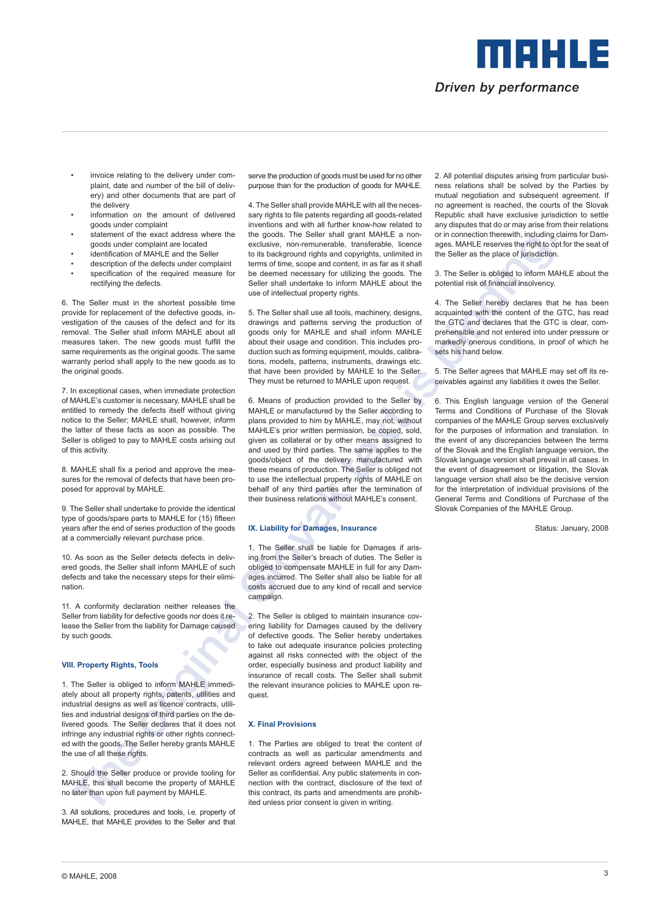- invoice relating to the delivery under complaint, date and number of the bill of delivery) and other documents that are part of the delivery
- information on the amount of delivered goods under complaint
- statement of the exact address where the goods under complaint are located
- identification of MAHLE and the Seller
- description of the defects under complaint
- specification of the required measure for rectifying the defects.

6. The Seller must in the shortest possible time provide for replacement of the defective goods, investigation of the causes of the defect and for its removal. The Seller shall inform MAHLE about all measures taken. The new goods must fulfill the same requirements as the original goods. The same warranty period shall apply to the new goods as to the original goods.

7. In exceptional cases, when immediate protection of MAHLE's customer is necessary, MAHLE shall be entitled to remedy the defects itself without giving notice to the Seller; MAHLE shall, however, inform the latter of these facts as soon as possible. The Seller is obliged to pay to MAHLE costs arising out of this activity.

8. MAHLE shall fix a period and approve the measures for the removal of defects that have been proposed for approval by MAHLE.

9. The Seller shall undertake to provide the identical type of goods/spare parts to MAHLE for (15) fifteen years after the end of series production of the goods at a commercially relevant purchase price.

10. As soon as the Seller detects defects in delivered goods, the Seller shall inform MAHLE of such defects and take the necessary steps for their elimination.

11. A conformity declaration neither releases the Seller from liability for defective goods nor does it release the Seller from the liability for Damage caused by such goods.

### VIII. Property Rights, Tools

1. The Seller is obliged to inform MAHLE immediately about all property rights, patents, utilities and industrial designs as well as licence contracts, utilities and industrial designs of third parties on the delivered goods. The Seller declares that it does not infringe any industrial rights or other rights connected with the goods. The Seller hereby grants MAHLE the use of all these rights.

2. Should the Seller produce or provide tooling for MAHLE, this shall become the property of MAHLE no later than upon full payment by MAHLE.

3. All solutions, procedures and tools, i.e. property of MAHLE, that MAHLE provides to the Seller and that serve the production of goods must be used for no other purpose than for the production of goods for MAHLE.

4. The Seller shall provide MAHLE with all the necessary rights to file patents regarding all goods-related inventions and with all further know-how related to the goods. The Seller shall grant MAHLE a non-exclusive, non-remunerable, transferable, licence to its background rights and copyrights, unlimited in terms of time, scope and content, in as far as it shall be deemed necessary for utilizing the goods. The Seller shall undertake to inform MAHLE about the use of intellectual property rights.

5. The Seller shall use all tools, machinery, designs, drawings and patterns serving the production of goods only for MAHLE and shall inform MAHLE about their usage and condition. This includes production such as forming equipment, moulds, calibrations, models, patterns, instruments, drawings etc. that have been provided by MAHLE to the Seller. They must be returned to MAHLE upon request.

6. Means of production provided to the Seller by MAHLE or manufactured by the Seller according to plans provided to him by MAHLE, may not, without MAHLE's prior written permission, be copied, sold, given as collateral or by other means assigned to and used by third parties. The same applies to the goods/object of the delivery manufactured with these means of production. The Seller is obliged not to use the intellectual property rights of MAHLE on behalf of any third parties after the termination of their business relations without MAHLE's consent.

### IX. Liability for Damages, Insurance

1. The Seller shall be liable for Damages if arising from the Seller's breach of duties. The Seller is obliged to compensate MAHLE in full for any Damages incurred. The Seller shall also be liable for all costs accrued due to any kind of recall and service campaign.

2. The Seller is obliged to maintain insurance covering liability for Damages caused by the delivery of defective goods. The Seller hereby undertakes to take out adequate insurance policies protecting against all risks connected with the object of the order, especially business and product liability and insurance of recall costs. The Seller shall submit the relevant insurance policies to MAHLE upon request.

### X. Final Provisions

1. The Parties are obliged to treat the content of contracts as well as particular amendments and relevant orders agreed between MAHLE and the Seller as confidential. Any public statements in connection with the contract, disclosure of the text of this contract, its parts and amendments are prohibited unless prior consent is given in writing.

2. All potential disputes arising from particular business relations shall be solved by the Parties by mutual negotiation and subsequent agreement. If no agreement is reached, the courts of the Slovak Republic shall have exclusive jurisdiction to settle any disputes that do or may arise from their relations or in connection therewith, including claims for Damages. MAHLE reserves the right to opt for the seat of the Seller as the place of jurisdiction.

3. The Seller is obliged to inform MAHLE about the potential risk of financial insolvency.

4. The Seller hereby declares that he has been acquainted with the content of the GTC, has read the GTC and declares that the GTC is clear, comprehensible and not entered into under pressure or markedly onerous conditions, in proof of which he sets his hand below.

5. The Seller agrees that MAHLE may set off its receivables against any liabilities it owes the Seller.

6. This English language version of the General Terms and Conditions of Purchase of the Slovak companies of the MAHLE Group serves exclusively for the purposes of information and translation. In the event of any discrepancies between the terms of the Slovak and the English language version, the Slovak language version shall prevail in all cases. In the event of disagreement or litigation, the Slovak language version shall also be the decisive version for the interpretation of individual provisions of the General Terms and Conditions of Purchase of the Slovak Companies of the MAHLE Group.

Status: January, 2008

© MAHLE, 2008